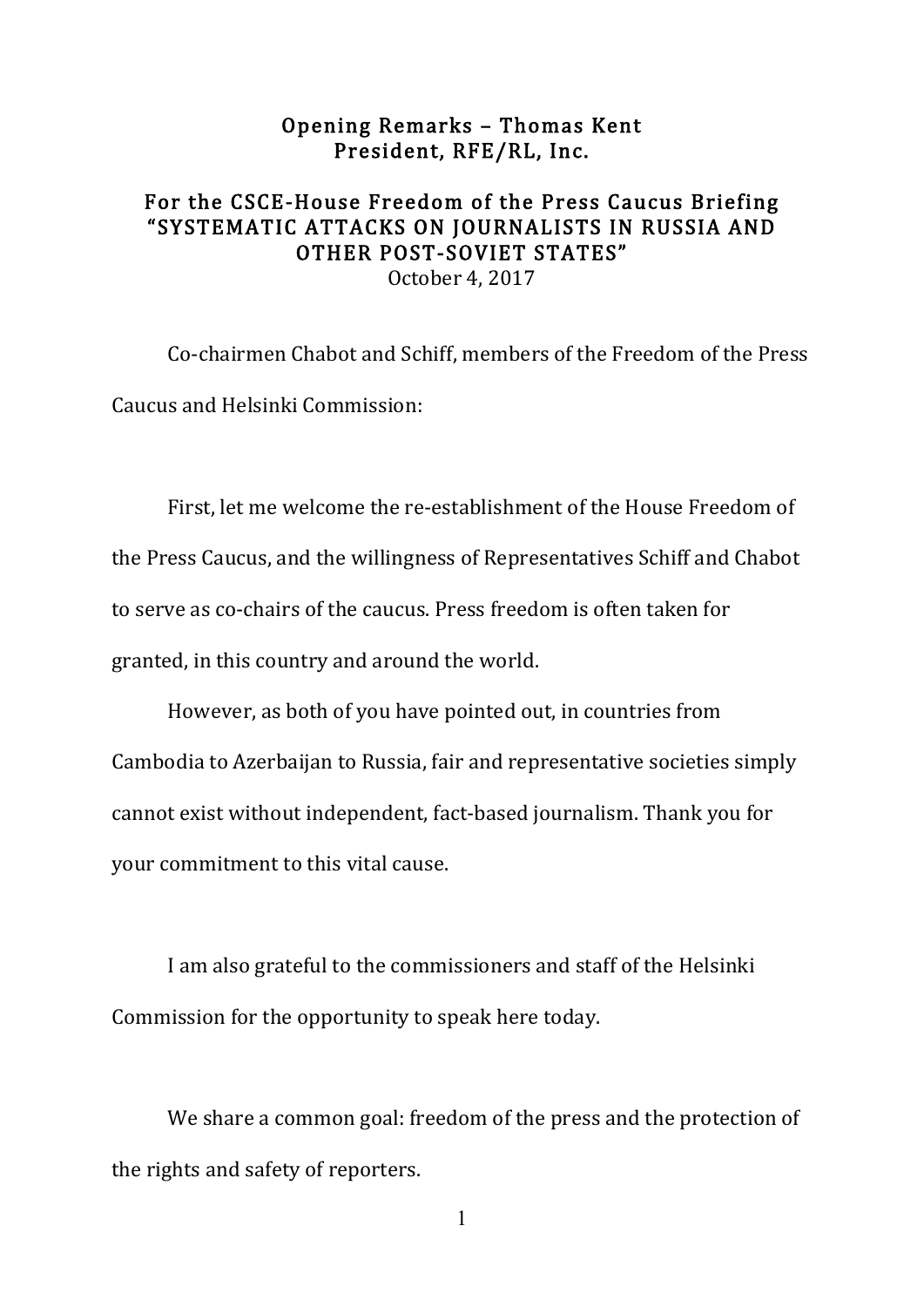# Opening Remarks – Thomas Kent
## President, RFE/RL, Inc.

## For the CSCE-House Freedom of the Press Caucus Briefing
## "SYSTEMATIC ATTACKS ON JOURNALISTS IN RUSSIA AND OTHER POST-SOVIET STATES"

October 4, 2017

Co-chairmen Chabot and Schiff, members of the Freedom of the Press Caucus and Helsinki Commission:

First, let me welcome the re-establishment of the House Freedom of the Press Caucus, and the willingness of Representatives Schiff and Chabot to serve as co-chairs of the caucus. Press freedom is often taken for granted, in this country and around the world.

However, as both of you have pointed out, in countries from Cambodia to Azerbaijan to Russia, fair and representative societies simply cannot exist without independent, fact-based journalism. Thank you for your commitment to this vital cause.

I am also grateful to the commissioners and staff of the Helsinki Commission for the opportunity to speak here today.

We share a common goal: freedom of the press and the protection of the rights and safety of reporters.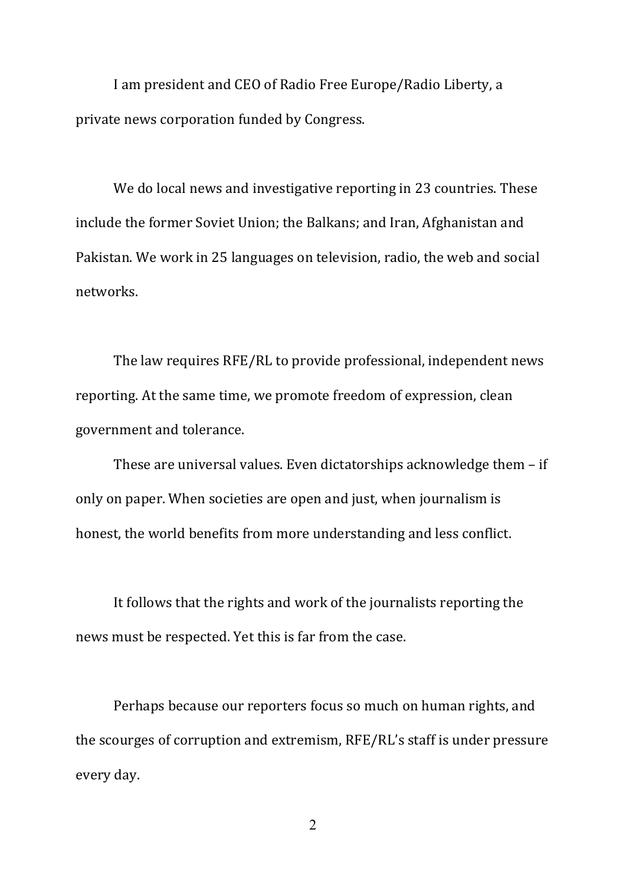I am president and CEO of Radio Free Europe/Radio Liberty, a private news corporation funded by Congress.

We do local news and investigative reporting in 23 countries. These include the former Soviet Union; the Balkans; and Iran, Afghanistan and Pakistan. We work in 25 languages on television, radio, the web and social networks.

The law requires RFE/RL to provide professional, independent news reporting. At the same time, we promote freedom of expression, clean government and tolerance.

These are universal values. Even dictatorships acknowledge them – if only on paper. When societies are open and just, when journalism is honest, the world benefits from more understanding and less conflict.

It follows that the rights and work of the journalists reporting the news must be respected. Yet this is far from the case.

Perhaps because our reporters focus so much on human rights, and the scourges of corruption and extremism, RFE/RL's staff is under pressure every day.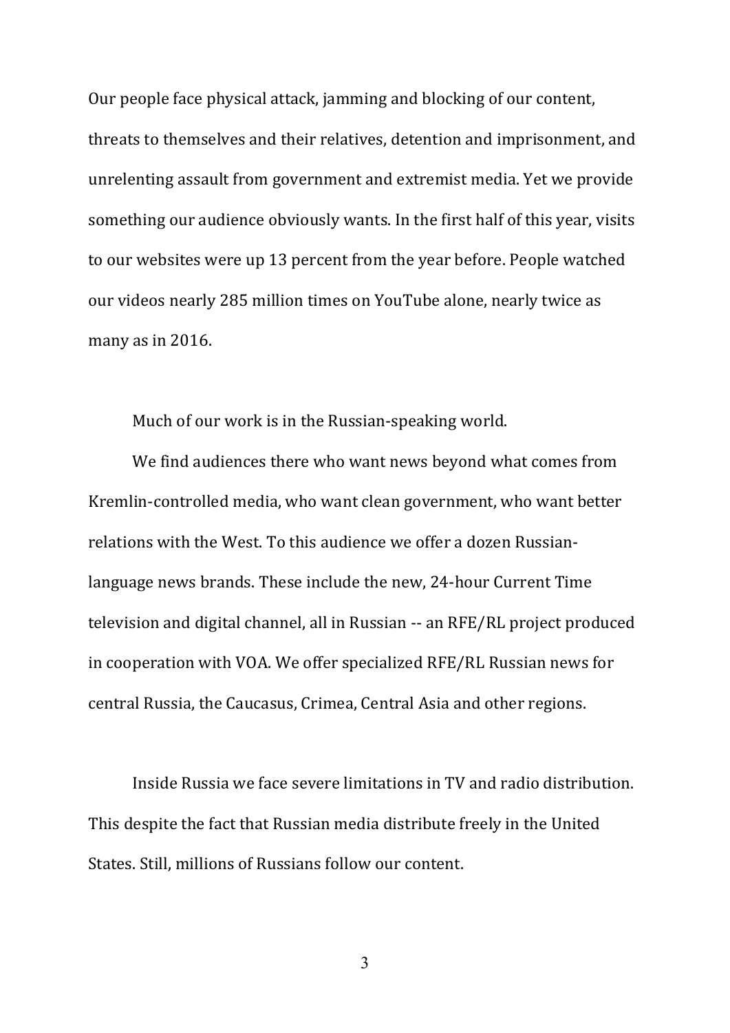Our people face physical attack, jamming and blocking of our content, threats to themselves and their relatives, detention and imprisonment, and unrelenting assault from government and extremist media. Yet we provide something our audience obviously wants. In the first half of this year, visits to our websites were up 13 percent from the year before. People watched our videos nearly 285 million times on YouTube alone, nearly twice as many as in 2016.

Much of our work is in the Russian-speaking world.

We find audiences there who want news beyond what comes from Kremlin-controlled media, who want clean government, who want better relations with the West. To this audience we offer a dozen Russian-language news brands. These include the new, 24-hour Current Time television and digital channel, all in Russian -- an RFE/RL project produced in cooperation with VOA. We offer specialized RFE/RL Russian news for central Russia, the Caucasus, Crimea, Central Asia and other regions.

Inside Russia we face severe limitations in TV and radio distribution. This despite the fact that Russian media distribute freely in the United States. Still, millions of Russians follow our content.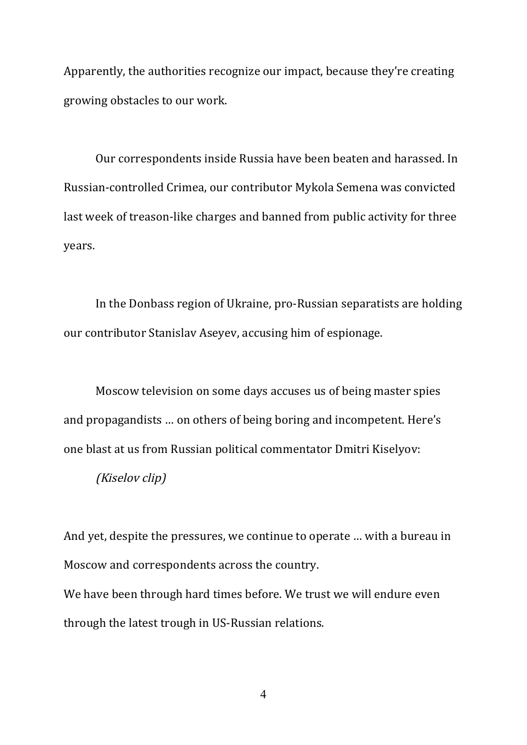Apparently, the authorities recognize our impact, because they're creating growing obstacles to our work.

Our correspondents inside Russia have been beaten and harassed. In Russian-controlled Crimea, our contributor Mykola Semena was convicted last week of treason-like charges and banned from public activity for three years.

In the Donbass region of Ukraine, pro-Russian separatists are holding our contributor Stanislav Aseyev, accusing him of espionage.

Moscow television on some days accuses us of being master spies and propagandists … on others of being boring and incompetent. Here's one blast at us from Russian political commentator Dmitri Kiselyov:

*(Kiselov clip)*

And yet, despite the pressures, we continue to operate … with a bureau in Moscow and correspondents across the country.
We have been through hard times before. We trust we will endure even through the latest trough in US-Russian relations.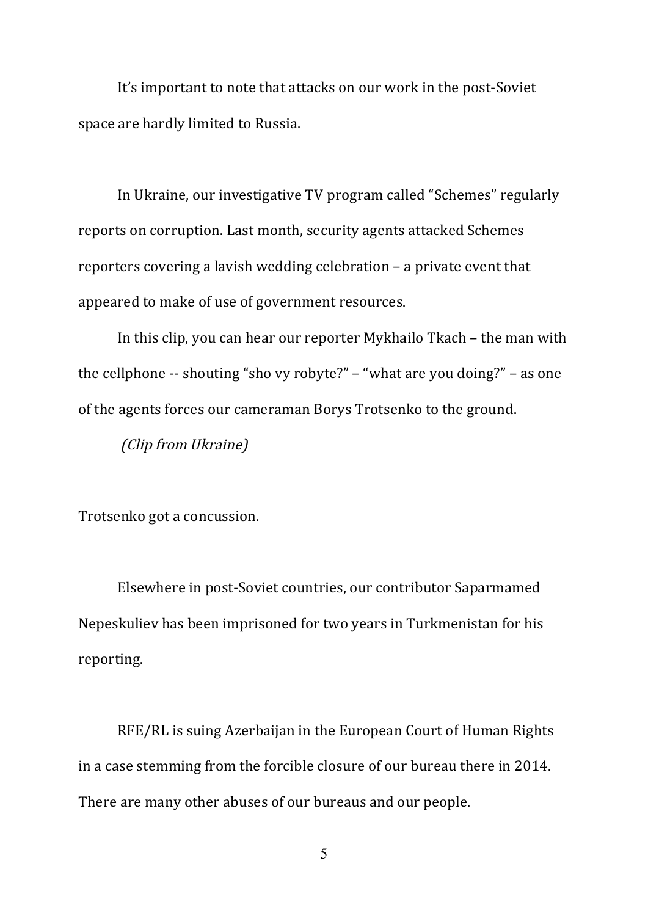It's important to note that attacks on our work in the post-Soviet space are hardly limited to Russia.

In Ukraine, our investigative TV program called "Schemes" regularly reports on corruption. Last month, security agents attacked Schemes reporters covering a lavish wedding celebration – a private event that appeared to make of use of government resources.

In this clip, you can hear our reporter Mykhailo Tkach – the man with the cellphone -- shouting "sho vy robyte?" – "what are you doing?" – as one of the agents forces our cameraman Borys Trotsenko to the ground.

*(Clip from Ukraine)*

Trotsenko got a concussion.

Elsewhere in post-Soviet countries, our contributor Saparmamed Nepeskuliev has been imprisoned for two years in Turkmenistan for his reporting.

RFE/RL is suing Azerbaijan in the European Court of Human Rights in a case stemming from the forcible closure of our bureau there in 2014. There are many other abuses of our bureaus and our people.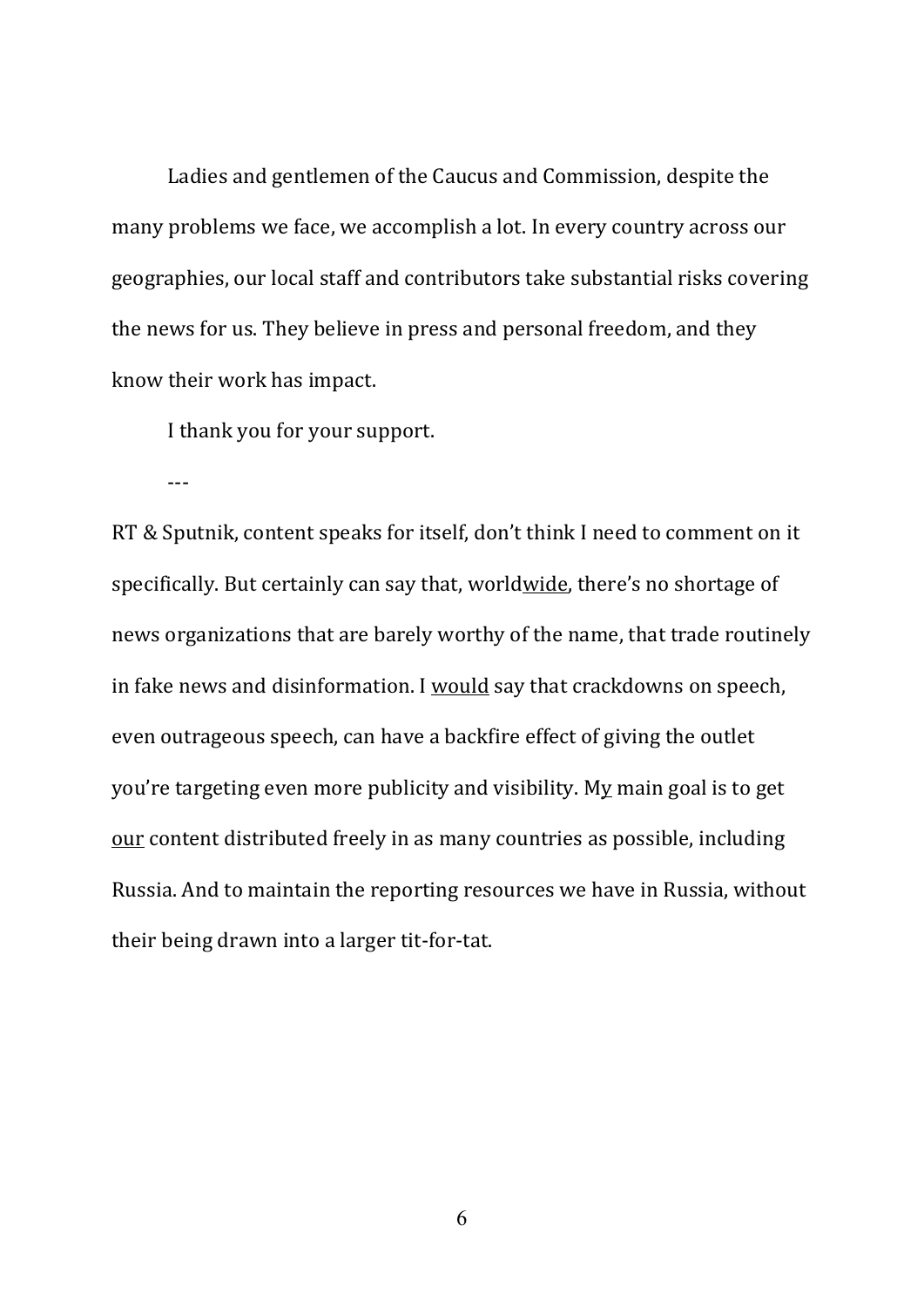Ladies and gentlemen of the Caucus and Commission, despite the many problems we face, we accomplish a lot. In every country across our geographies, our local staff and contributors take substantial risks covering the news for us. They believe in press and personal freedom, and they know their work has impact.

I thank you for your support.

---

RT & Sputnik, content speaks for itself, don't think I need to comment on it specifically. But certainly can say that, world<u>wide</u>, there's no shortage of news organizations that are barely worthy of the name, that trade routinely in fake news and disinformation. I <u>would</u> say that crackdowns on speech, even outrageous speech, can have a backfire effect of giving the outlet you're targeting even more publicity and visibility. M<u>y</u> main goal is to get <u>our</u> content distributed freely in as many countries as possible, including Russia. And to maintain the reporting resources we have in Russia, without their being drawn into a larger tit-for-tat.